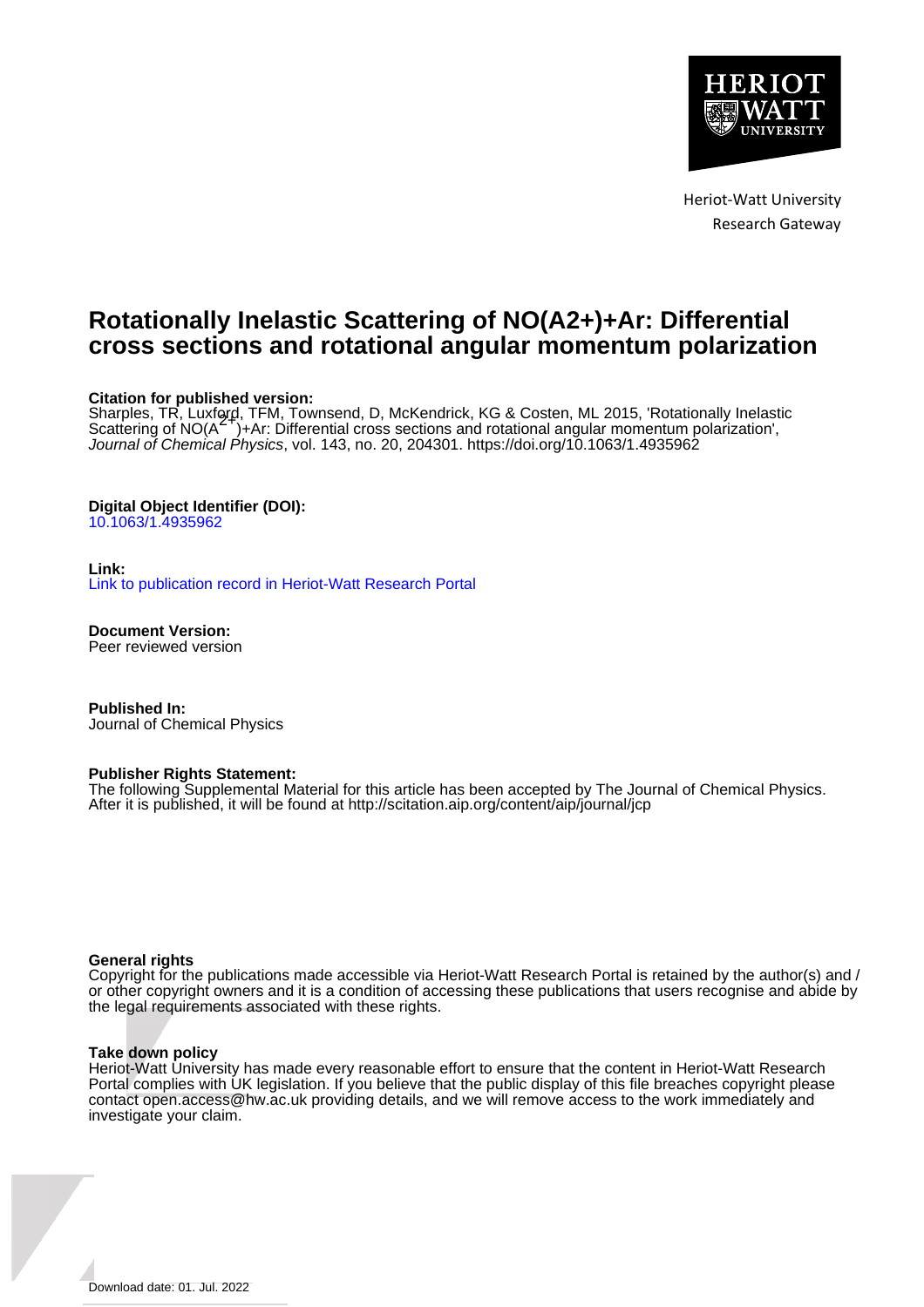Heriot-Watt University
Research Gateway

# Rotationally Inelastic Scattering of NO(A2+)+Ar: Differential cross sections and rotational angular momentum polarization

**Citation for published version:**
Sharples, TR, Luxford, TFM, Townsend, D, McKendrick, KG & Costen, ML 2015, 'Rotationally Inelastic Scattering of NO($A^{2+}$)+Ar: Differential cross sections and rotational angular momentum polarization', *Journal of Chemical Physics*, vol. 143, no. 20, 204301. https://doi.org/10.1063/1.4935962

**Digital Object Identifier (DOI):**
10.1063/1.4935962

**Link:**
Link to publication record in Heriot-Watt Research Portal

**Document Version:**
Peer reviewed version

**Published In:**
Journal of Chemical Physics

**Publisher Rights Statement:**
The following Supplemental Material for this article has been accepted by The Journal of Chemical Physics. After it is published, it will be found at http://scitation.aip.org/content/aip/journal/jcp

**General rights**
Copyright for the publications made accessible via Heriot-Watt Research Portal is retained by the author(s) and / or other copyright owners and it is a condition of accessing these publications that users recognise and abide by the legal requirements associated with these rights.

**Take down policy**
Heriot-Watt University has made every reasonable effort to ensure that the content in Heriot-Watt Research Portal complies with UK legislation. If you believe that the public display of this file breaches copyright please contact open.access@hw.ac.uk providing details, and we will remove access to the work immediately and investigate your claim.

Download date: 01. Jul. 2022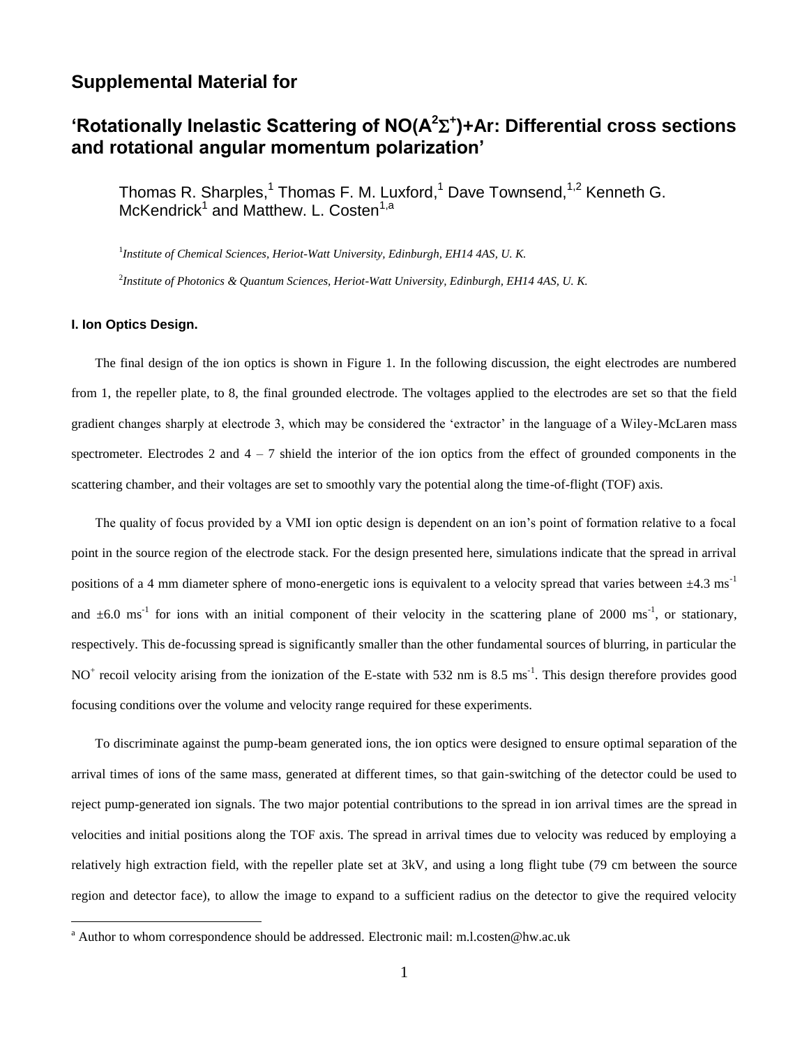## Supplemental Material for

## 'Rotationally Inelastic Scattering of NO($A^2\Sigma^+$)+Ar: Differential cross sections and rotational angular momentum polarization'

Thomas R. Sharples,[1] Thomas F. M. Luxford,[1] Dave Townsend,[1,2] Kenneth G. McKendrick[1] and Matthew. L. Costen[1,a]

[1] *Institute of Chemical Sciences, Heriot-Watt University, Edinburgh, EH14 4AS, U. K.*

[2] *Institute of Photonics & Quantum Sciences, Heriot-Watt University, Edinburgh, EH14 4AS, U. K.*

#### I. Ion Optics Design.

The final design of the ion optics is shown in Figure 1. In the following discussion, the eight electrodes are numbered from 1, the repeller plate, to 8, the final grounded electrode. The voltages applied to the electrodes are set so that the field gradient changes sharply at electrode 3, which may be considered the 'extractor' in the language of a Wiley-McLaren mass spectrometer. Electrodes 2 and 4 – 7 shield the interior of the ion optics from the effect of grounded components in the scattering chamber, and their voltages are set to smoothly vary the potential along the time-of-flight (TOF) axis.

The quality of focus provided by a VMI ion optic design is dependent on an ion's point of formation relative to a focal point in the source region of the electrode stack. For the design presented here, simulations indicate that the spread in arrival positions of a 4 mm diameter sphere of mono-energetic ions is equivalent to a velocity spread that varies between ±4.3 $ms^{-1}$ and ±6.0 $ms^{-1}$ for ions with an initial component of their velocity in the scattering plane of 2000 $ms^{-1}$, or stationary, respectively. This de-focussing spread is significantly smaller than the other fundamental sources of blurring, in particular the $NO^+$ recoil velocity arising from the ionization of the E-state with 532 nm is 8.5 $ms^{-1}$. This design therefore provides good focusing conditions over the volume and velocity range required for these experiments.

To discriminate against the pump-beam generated ions, the ion optics were designed to ensure optimal separation of the arrival times of ions of the same mass, generated at different times, so that gain-switching of the detector could be used to reject pump-generated ion signals. The two major potential contributions to the spread in ion arrival times are the spread in velocities and initial positions along the TOF axis. The spread in arrival times due to velocity was reduced by employing a relatively high extraction field, with the repeller plate set at 3kV, and using a long flight tube (79 cm between the source region and detector face), to allow the image to expand to a sufficient radius on the detector to give the required velocity

[a] Author to whom correspondence should be addressed. Electronic mail: m.l.costen@hw.ac.uk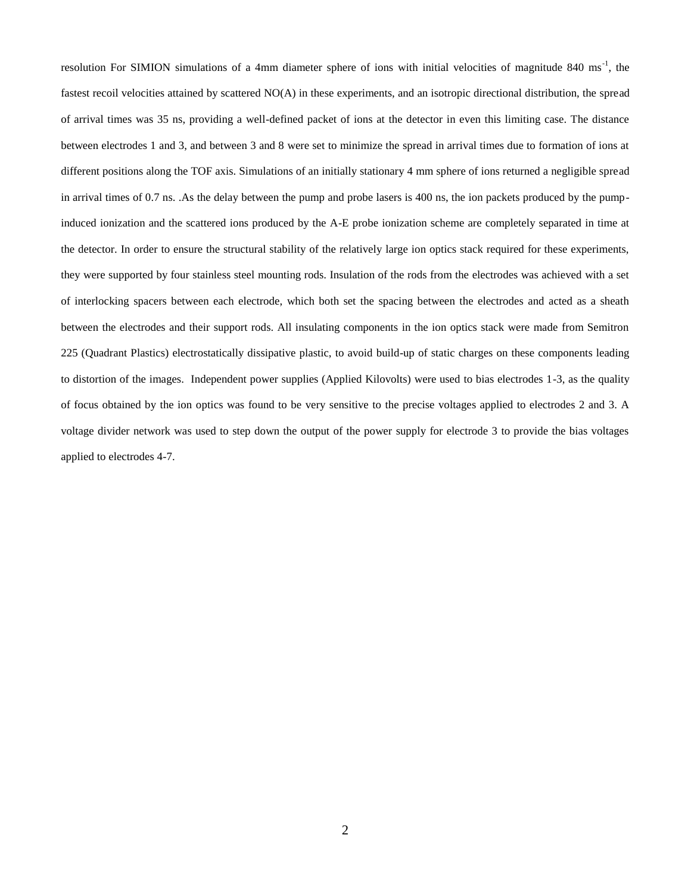resolution For SIMION simulations of a 4mm diameter sphere of ions with initial velocities of magnitude 840 $ms^{-1}$, the fastest recoil velocities attained by scattered NO(A) in these experiments, and an isotropic directional distribution, the spread of arrival times was 35 ns, providing a well-defined packet of ions at the detector in even this limiting case. The distance between electrodes 1 and 3, and between 3 and 8 were set to minimize the spread in arrival times due to formation of ions at different positions along the TOF axis. Simulations of an initially stationary 4 mm sphere of ions returned a negligible spread in arrival times of 0.7 ns. .As the delay between the pump and probe lasers is 400 ns, the ion packets produced by the pump-induced ionization and the scattered ions produced by the A-E probe ionization scheme are completely separated in time at the detector. In order to ensure the structural stability of the relatively large ion optics stack required for these experiments, they were supported by four stainless steel mounting rods. Insulation of the rods from the electrodes was achieved with a set of interlocking spacers between each electrode, which both set the spacing between the electrodes and acted as a sheath between the electrodes and their support rods. All insulating components in the ion optics stack were made from Semitron 225 (Quadrant Plastics) electrostatically dissipative plastic, to avoid build-up of static charges on these components leading to distortion of the images. Independent power supplies (Applied Kilovolts) were used to bias electrodes 1-3, as the quality of focus obtained by the ion optics was found to be very sensitive to the precise voltages applied to electrodes 2 and 3. A voltage divider network was used to step down the output of the power supply for electrode 3 to provide the bias voltages applied to electrodes 4-7.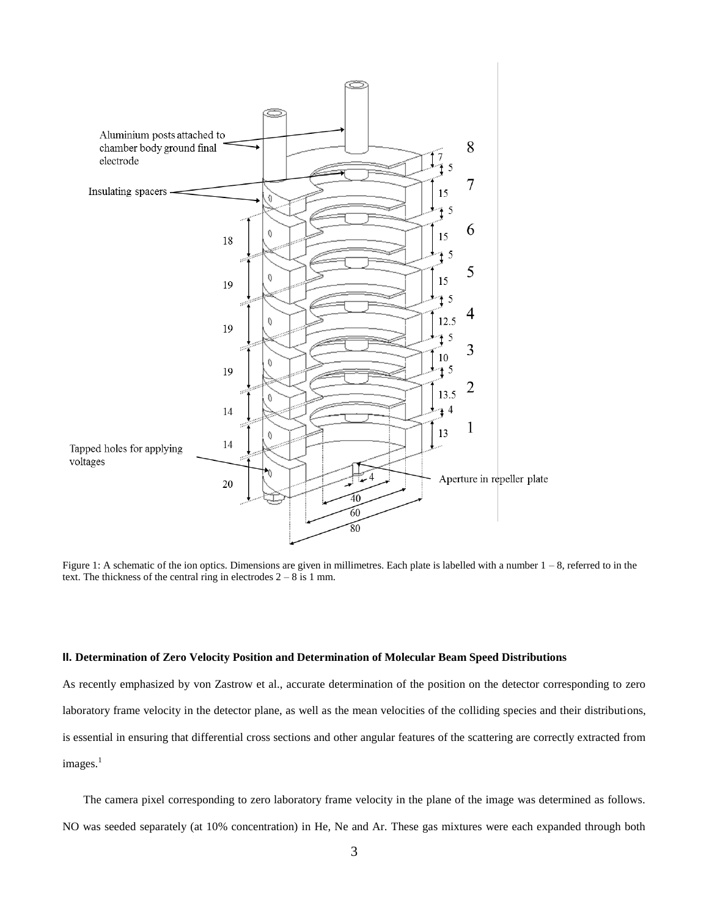Figure 1: A schematic of the ion optics. Dimensions are given in millimetres. Each plate is labelled with a number 1 – 8, referred to in the text. The thickness of the central ring in electrodes 2 – 8 is 1 mm.

## II. Determination of Zero Velocity Position and Determination of Molecular Beam Speed Distributions

As recently emphasized by von Zastrow et al., accurate determination of the position on the detector corresponding to zero laboratory frame velocity in the detector plane, as well as the mean velocities of the colliding species and their distributions, is essential in ensuring that differential cross sections and other angular features of the scattering are correctly extracted from images.[1]

The camera pixel corresponding to zero laboratory frame velocity in the plane of the image was determined as follows. NO was seeded separately (at 10% concentration) in He, Ne and Ar. These gas mixtures were each expanded through both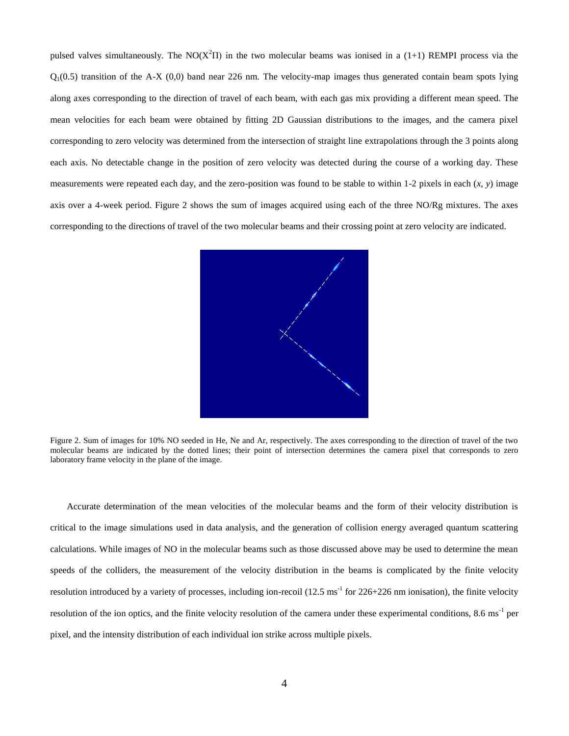pulsed valves simultaneously. The $NO(X^2\Pi)$ in the two molecular beams was ionised in a (1+1) REMPI process via the $Q_1(0.5)$ transition of the A-X (0,0) band near 226 nm. The velocity-map images thus generated contain beam spots lying along axes corresponding to the direction of travel of each beam, with each gas mix providing a different mean speed. The mean velocities for each beam were obtained by fitting 2D Gaussian distributions to the images, and the camera pixel corresponding to zero velocity was determined from the intersection of straight line extrapolations through the 3 points along each axis. No detectable change in the position of zero velocity was detected during the course of a working day. These measurements were repeated each day, and the zero-position was found to be stable to within 1-2 pixels in each $(x, y)$ image axis over a 4-week period. Figure 2 shows the sum of images acquired using each of the three NO/Rg mixtures. The axes corresponding to the directions of travel of the two molecular beams and their crossing point at zero velocity are indicated.

Figure 2. Sum of images for 10% NO seeded in He, Ne and Ar, respectively. The axes corresponding to the direction of travel of the two molecular beams are indicated by the dotted lines; their point of intersection determines the camera pixel that corresponds to zero laboratory frame velocity in the plane of the image.

Accurate determination of the mean velocities of the molecular beams and the form of their velocity distribution is critical to the image simulations used in data analysis, and the generation of collision energy averaged quantum scattering calculations. While images of NO in the molecular beams such as those discussed above may be used to determine the mean speeds of the colliders, the measurement of the velocity distribution in the beams is complicated by the finite velocity resolution introduced by a variety of processes, including ion-recoil (12.5 $ms^{-1}$ for 226+226 nm ionisation), the finite velocity resolution of the ion optics, and the finite velocity resolution of the camera under these experimental conditions, 8.6 $ms^{-1}$ per pixel, and the intensity distribution of each individual ion strike across multiple pixels.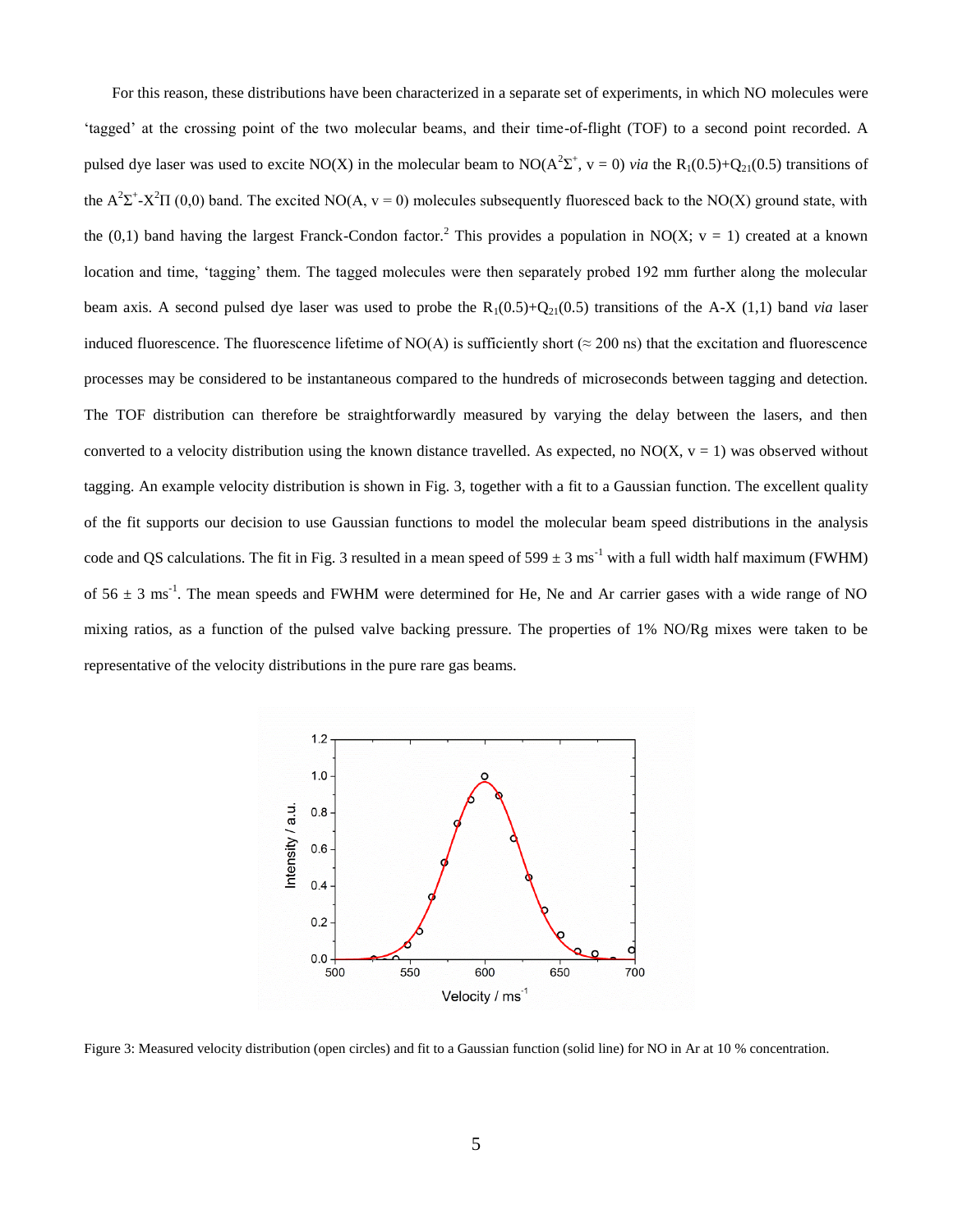For this reason, these distributions have been characterized in a separate set of experiments, in which NO molecules were 'tagged' at the crossing point of the two molecular beams, and their time-of-flight (TOF) to a second point recorded. A pulsed dye laser was used to excite NO(X) in the molecular beam to NO($A^2\Sigma^+$, v = 0) *via* the $R_1(0.5)+Q_{21}(0.5)$ transitions of the $A^2\Sigma^+$-$X^2\Pi$ (0,0) band. The excited NO(A, v = 0) molecules subsequently fluoresced back to the NO(X) ground state, with the (0,1) band having the largest Franck-Condon factor.[2] This provides a population in NO(X; v = 1) created at a known location and time, 'tagging' them. The tagged molecules were then separately probed 192 mm further along the molecular beam axis. A second pulsed dye laser was used to probe the $R_1(0.5)+Q_{21}(0.5)$ transitions of the A-X (1,1) band *via* laser induced fluorescence. The fluorescence lifetime of NO(A) is sufficiently short (≈ 200 ns) that the excitation and fluorescence processes may be considered to be instantaneous compared to the hundreds of microseconds between tagging and detection. The TOF distribution can therefore be straightforwardly measured by varying the delay between the lasers, and then converted to a velocity distribution using the known distance travelled. As expected, no NO(X, v = 1) was observed without tagging. An example velocity distribution is shown in Fig. 3, together with a fit to a Gaussian function. The excellent quality of the fit supports our decision to use Gaussian functions to model the molecular beam speed distributions in the analysis code and QS calculations. The fit in Fig. 3 resulted in a mean speed of 599 ± 3 $ms^{-1}$ with a full width half maximum (FWHM) of 56 ± 3 $ms^{-1}$. The mean speeds and FWHM were determined for He, Ne and Ar carrier gases with a wide range of NO mixing ratios, as a function of the pulsed valve backing pressure. The properties of 1% NO/Rg mixes were taken to be representative of the velocity distributions in the pure rare gas beams.

Figure 3: Measured velocity distribution (open circles) and fit to a Gaussian function (solid line) for NO in Ar at 10 % concentration.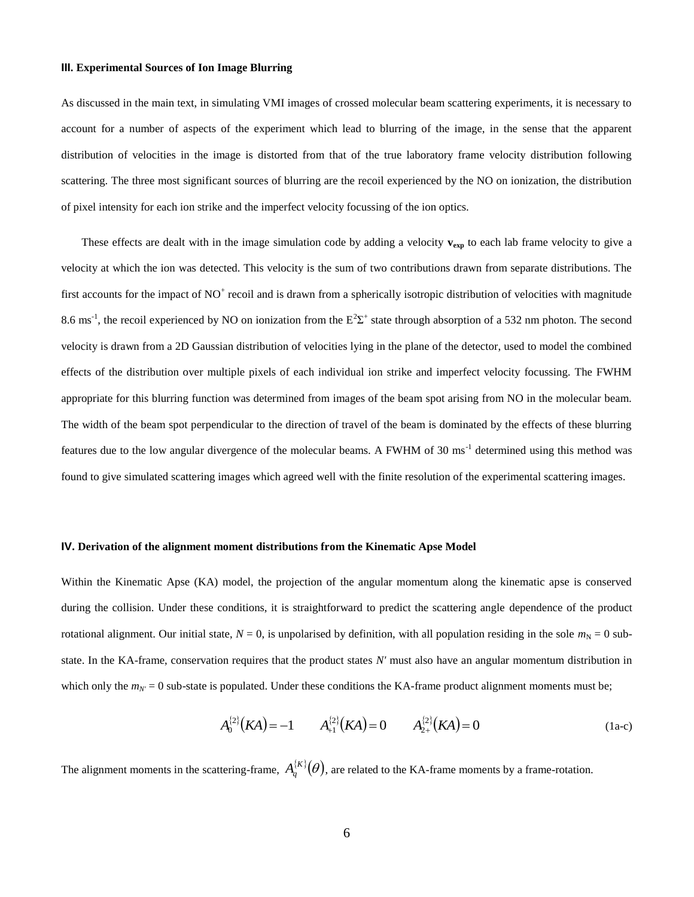### III. Experimental Sources of Ion Image Blurring

As discussed in the main text, in simulating VMI images of crossed molecular beam scattering experiments, it is necessary to account for a number of aspects of the experiment which lead to blurring of the image, in the sense that the apparent distribution of velocities in the image is distorted from that of the true laboratory frame velocity distribution following scattering. The three most significant sources of blurring are the recoil experienced by the NO on ionization, the distribution of pixel intensity for each ion strike and the imperfect velocity focussing of the ion optics.

These effects are dealt with in the image simulation code by adding a velocity $\mathbf{v_{exp}}$ to each lab frame velocity to give a velocity at which the ion was detected. This velocity is the sum of two contributions drawn from separate distributions. The first accounts for the impact of $NO^+$ recoil and is drawn from a spherically isotropic distribution of velocities with magnitude 8.6 $ms^{-1}$, the recoil experienced by NO on ionization from the $E^2\Sigma^+$ state through absorption of a 532 nm photon. The second velocity is drawn from a 2D Gaussian distribution of velocities lying in the plane of the detector, used to model the combined effects of the distribution over multiple pixels of each individual ion strike and imperfect velocity focussing. The FWHM appropriate for this blurring function was determined from images of the beam spot arising from NO in the molecular beam. The width of the beam spot perpendicular to the direction of travel of the beam is dominated by the effects of these blurring features due to the low angular divergence of the molecular beams. A FWHM of 30 $ms^{-1}$ determined using this method was found to give simulated scattering images which agreed well with the finite resolution of the experimental scattering images.

### IV. Derivation of the alignment moment distributions from the Kinematic Apse Model

Within the Kinematic Apse (KA) model, the projection of the angular momentum along the kinematic apse is conserved during the collision. Under these conditions, it is straightforward to predict the scattering angle dependence of the product rotational alignment. Our initial state, $N = 0$, is unpolarised by definition, with all population residing in the sole $m_N = 0$ sub-state. In the KA-frame, conservation requires that the product states $N'$ must also have an angular momentum distribution in which only the $m_{N'} = 0$ sub-state is populated. Under these conditions the KA-frame product alignment moments must be;

$$A_0^{\{2\}}(KA) = -1 \qquad A_{+1}^{\{2\}}(KA) = 0 \qquad A_{2+}^{\{2\}}(KA) = 0 \tag{1a-c}$$

The alignment moments in the scattering-frame, $A_q^{\{K\}}(\theta)$, are related to the KA-frame moments by a frame-rotation.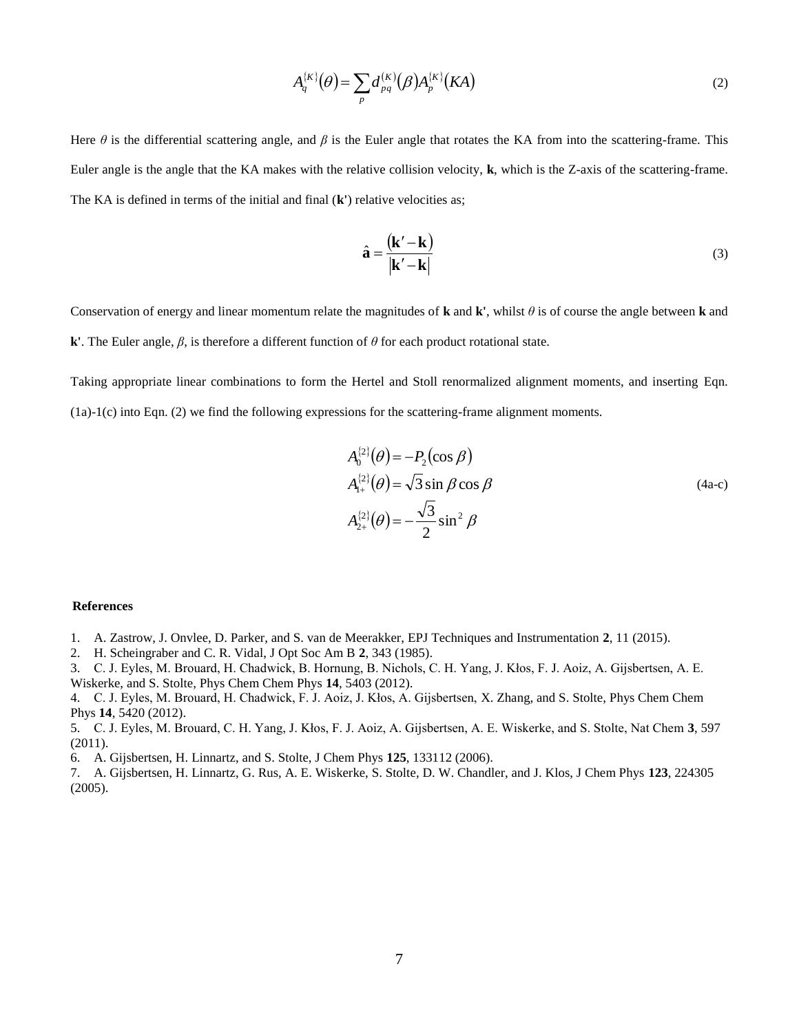$$A_q^{\{K\}}(\theta) = \sum_p d_{pq}^{(K)}(\beta) A_p^{\{K\}}(KA) \tag{2}$$

Here $\theta$ is the differential scattering angle, and $\beta$ is the Euler angle that rotates the KA from into the scattering-frame. This Euler angle is the angle that the KA makes with the relative collision velocity, $\mathbf{k}$, which is the Z-axis of the scattering-frame. The KA is defined in terms of the initial and final ($\mathbf{k'}$) relative velocities as;

$$\hat{\mathbf{a}} = \frac{(\mathbf{k}' - \mathbf{k})}{|\mathbf{k}' - \mathbf{k}|} \tag{3}$$

Conservation of energy and linear momentum relate the magnitudes of $\mathbf{k}$ and $\mathbf{k'}$, whilst $\theta$ is of course the angle between $\mathbf{k}$ and $\mathbf{k'}$. The Euler angle, $\beta$, is therefore a different function of $\theta$ for each product rotational state.

Taking appropriate linear combinations to form the Hertel and Stoll renormalized alignment moments, and inserting Eqn. (1a)-1(c) into Eqn. (2) we find the following expressions for the scattering-frame alignment moments.

$$\begin{aligned} A_0^{\{2\}}(\theta) &= -P_2(\cos\beta) \\ A_{1+}^{\{2\}}(\theta) &= \sqrt{3}\sin\beta\cos\beta \\ A_{2+}^{\{2\}}(\theta) &= -\frac{\sqrt{3}}{2}\sin^2\beta \end{aligned} \tag{4a-c}$$

**References**

1. A. Zastrow, J. Onvlee, D. Parker, and S. van de Meerakker, EPJ Techniques and Instrumentation **2**, 11 (2015).
2. H. Scheingraber and C. R. Vidal, J Opt Soc Am B **2**, 343 (1985).
3. C. J. Eyles, M. Brouard, H. Chadwick, B. Hornung, B. Nichols, C. H. Yang, J. Kłos, F. J. Aoiz, A. Gijsbertsen, A. E. Wiskerke, and S. Stolte, Phys Chem Chem Phys **14**, 5403 (2012).
4. C. J. Eyles, M. Brouard, H. Chadwick, F. J. Aoiz, J. Kłos, A. Gijsbertsen, X. Zhang, and S. Stolte, Phys Chem Chem Phys **14**, 5420 (2012).
5. C. J. Eyles, M. Brouard, C. H. Yang, J. Kłos, F. J. Aoiz, A. Gijsbertsen, A. E. Wiskerke, and S. Stolte, Nat Chem **3**, 597 (2011).
6. A. Gijsbertsen, H. Linnartz, and S. Stolte, J Chem Phys **125**, 133112 (2006).
7. A. Gijsbertsen, H. Linnartz, G. Rus, A. E. Wiskerke, S. Stolte, D. W. Chandler, and J. Klos, J Chem Phys **123**, 224305 (2005).